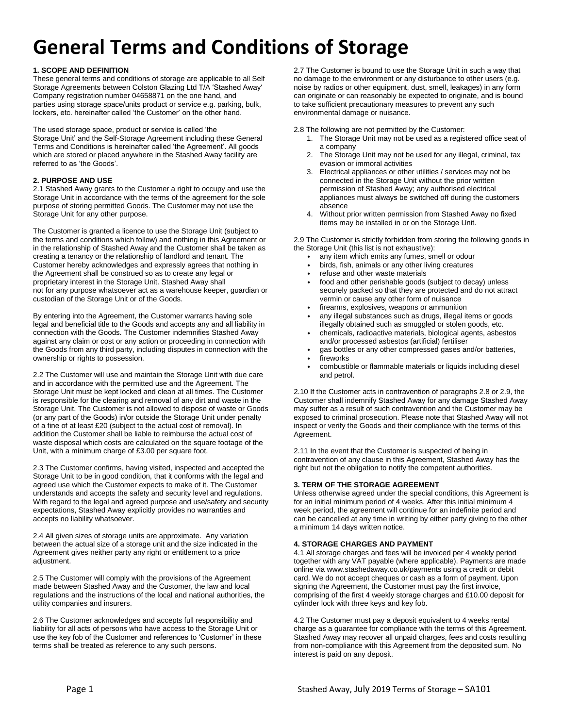# General Terms and Conditions of Storage

**1. SCOPE AND DEFINITION**

These general terms and conditions of storage are applicable to all Self Storage Agreements between Colston Glazing Ltd T/A 'Stashed Away' Company registration number 04658871 on the one hand, and parties using storage space/units product or service e.g. parking, bulk, lockers, etc. hereinafter called 'the Customer' on the other hand.

The used storage space, product or service is called 'the Storage Unit' and the Self-Storage Agreement including these General Terms and Conditions is hereinafter called 'the Agreement'. All goods which are stored or placed anywhere in the Stashed Away facility are referred to as 'the Goods'.

**2. PURPOSE AND USE**

2.1 Stashed Away grants to the Customer a right to occupy and use the Storage Unit in accordance with the terms of the agreement for the sole purpose of storing permitted Goods. The Customer may not use the Storage Unit for any other purpose.

The Customer is granted a licence to use the Storage Unit (subject to the terms and conditions which follow) and nothing in this Agreement or in the relationship of Stashed Away and the Customer shall be taken as creating a tenancy or the relationship of landlord and tenant. The Customer hereby acknowledges and expressly agrees that nothing in the Agreement shall be construed so as to create any legal or proprietary interest in the Storage Unit. Stashed Away shall not for any purpose whatsoever act as a warehouse keeper, guardian or custodian of the Storage Unit or of the Goods.

By entering into the Agreement, the Customer warrants having sole legal and beneficial title to the Goods and accepts any and all liability in connection with the Goods. The Customer indemnifies Stashed Away against any claim or cost or any action or proceeding in connection with the Goods from any third party, including disputes in connection with the ownership or rights to possession.

2.2 The Customer will use and maintain the Storage Unit with due care and in accordance with the permitted use and the Agreement. The Storage Unit must be kept locked and clean at all times. The Customer is responsible for the clearing and removal of any dirt and waste in the Storage Unit. The Customer is not allowed to dispose of waste or Goods (or any part of the Goods) in/or outside the Storage Unit under penalty of a fine of at least £20 (subject to the actual cost of removal). In addition the Customer shall be liable to reimburse the actual cost of waste disposal which costs are calculated on the square footage of the Unit, with a minimum charge of £3.00 per square foot.

2.3 The Customer confirms, having visited, inspected and accepted the Storage Unit to be in good condition, that it conforms with the legal and agreed use which the Customer expects to make of it. The Customer understands and accepts the safety and security level and regulations. With regard to the legal and agreed purpose and use/safety and security expectations, Stashed Away explicitly provides no warranties and accepts no liability whatsoever.

2.4 All given sizes of storage units are approximate. Any variation between the actual size of a storage unit and the size indicated in the Agreement gives neither party any right or entitlement to a price adjustment.

2.5 The Customer will comply with the provisions of the Agreement made between Stashed Away and the Customer, the law and local regulations and the instructions of the local and national authorities, the utility companies and insurers.

2.6 The Customer acknowledges and accepts full responsibility and liability for all acts of persons who have access to the Storage Unit or use the key fob of the Customer and references to 'Customer' in these terms shall be treated as reference to any such persons.

2.7 The Customer is bound to use the Storage Unit in such a way that no damage to the environment or any disturbance to other users (e.g. noise by radios or other equipment, dust, smell, leakages) in any form can originate or can reasonably be expected to originate, and is bound to take sufficient precautionary measures to prevent any such environmental damage or nuisance.

2.8 The following are not permitted by the Customer:

1. The Storage Unit may not be used as a registered office seat of a company
2. The Storage Unit may not be used for any illegal, criminal, tax evasion or immoral activities
3. Electrical appliances or other utilities / services may not be connected in the Storage Unit without the prior written permission of Stashed Away; any authorised electrical appliances must always be switched off during the customers absence
4. Without prior written permission from Stashed Away no fixed items may be installed in or on the Storage Unit.

2.9 The Customer is strictly forbidden from storing the following goods in the Storage Unit (this list is not exhaustive):

- any item which emits any fumes, smell or odour
- birds, fish, animals or any other living creatures
- refuse and other waste materials
- food and other perishable goods (subject to decay) unless securely packed so that they are protected and do not attract vermin or cause any other form of nuisance
- firearms, explosives, weapons or ammunition
- any illegal substances such as drugs, illegal items or goods illegally obtained such as smuggled or stolen goods, etc.
- chemicals, radioactive materials, biological agents, asbestos and/or processed asbestos (artificial) fertiliser
- gas bottles or any other compressed gases and/or batteries,
- fireworks
- combustible or flammable materials or liquids including diesel and petrol.

2.10 If the Customer acts in contravention of paragraphs 2.8 or 2.9, the Customer shall indemnify Stashed Away for any damage Stashed Away may suffer as a result of such contravention and the Customer may be exposed to criminal prosecution. Please note that Stashed Away will not inspect or verify the Goods and their compliance with the terms of this Agreement.

2.11 In the event that the Customer is suspected of being in contravention of any clause in this Agreement, Stashed Away has the right but not the obligation to notify the competent authorities.

**3. TERM OF THE STORAGE AGREEMENT**

Unless otherwise agreed under the special conditions, this Agreement is for an initial minimum period of 4 weeks. After this initial minimum 4 week period, the agreement will continue for an indefinite period and can be cancelled at any time in writing by either party giving to the other a minimum 14 days written notice.

**4. STORAGE CHARGES AND PAYMENT**

4.1 All storage charges and fees will be invoiced per 4 weekly period together with any VAT payable (where applicable). Payments are made online via www.stashedaway.co.uk/payments using a credit or debit card. We do not accept cheques or cash as a form of payment. Upon signing the Agreement, the Customer must pay the first invoice, comprising of the first 4 weekly storage charges and £10.00 deposit for cylinder lock with three keys and key fob.

4.2 The Customer must pay a deposit equivalent to 4 weeks rental charge as a guarantee for compliance with the terms of this Agreement. Stashed Away may recover all unpaid charges, fees and costs resulting from non-compliance with this Agreement from the deposited sum. No interest is paid on any deposit.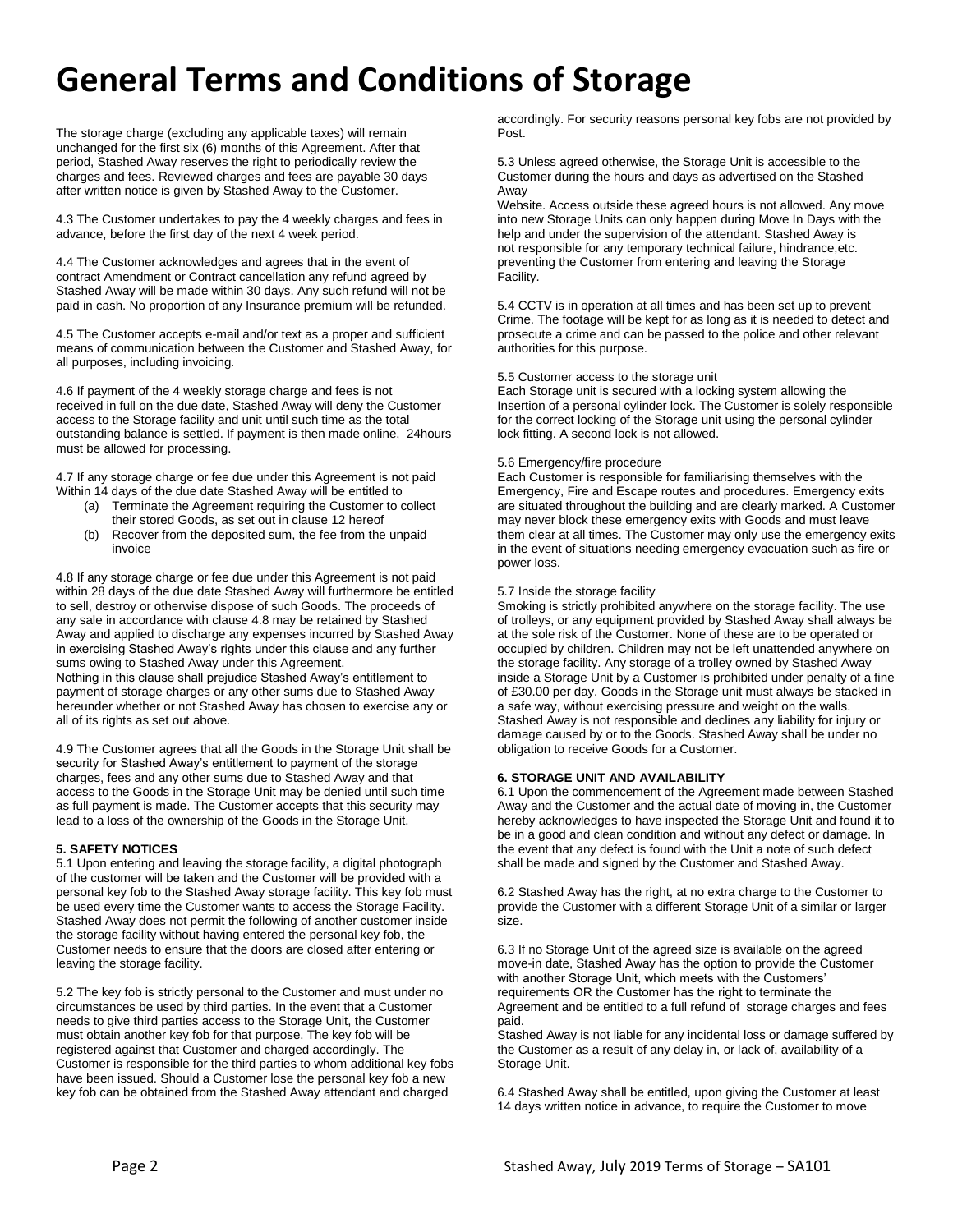# General Terms and Conditions of Storage

The storage charge (excluding any applicable taxes) will remain unchanged for the first six (6) months of this Agreement. After that period, Stashed Away reserves the right to periodically review the charges and fees. Reviewed charges and fees are payable 30 days after written notice is given by Stashed Away to the Customer.

4.3 The Customer undertakes to pay the 4 weekly charges and fees in advance, before the first day of the next 4 week period.

4.4 The Customer acknowledges and agrees that in the event of contract Amendment or Contract cancellation any refund agreed by Stashed Away will be made within 30 days. Any such refund will not be paid in cash. No proportion of any Insurance premium will be refunded.

4.5 The Customer accepts e-mail and/or text as a proper and sufficient means of communication between the Customer and Stashed Away, for all purposes, including invoicing.

4.6 If payment of the 4 weekly storage charge and fees is not received in full on the due date, Stashed Away will deny the Customer access to the Storage facility and unit until such time as the total outstanding balance is settled. If payment is then made online, 24hours must be allowed for processing.

4.7 If any storage charge or fee due under this Agreement is not paid Within 14 days of the due date Stashed Away will be entitled to

(a) Terminate the Agreement requiring the Customer to collect their stored Goods, as set out in clause 12 hereof
(b) Recover from the deposited sum, the fee from the unpaid invoice

4.8 If any storage charge or fee due under this Agreement is not paid within 28 days of the due date Stashed Away will furthermore be entitled to sell, destroy or otherwise dispose of such Goods. The proceeds of any sale in accordance with clause 4.8 may be retained by Stashed Away and applied to discharge any expenses incurred by Stashed Away in exercising Stashed Away's rights under this clause and any further sums owing to Stashed Away under this Agreement.
Nothing in this clause shall prejudice Stashed Away's entitlement to payment of storage charges or any other sums due to Stashed Away hereunder whether or not Stashed Away has chosen to exercise any or all of its rights as set out above.

4.9 The Customer agrees that all the Goods in the Storage Unit shall be security for Stashed Away's entitlement to payment of the storage charges, fees and any other sums due to Stashed Away and that access to the Goods in the Storage Unit may be denied until such time as full payment is made. The Customer accepts that this security may lead to a loss of the ownership of the Goods in the Storage Unit.

**5. SAFETY NOTICES**

5.1 Upon entering and leaving the storage facility, a digital photograph of the customer will be taken and the Customer will be provided with a personal key fob to the Stashed Away storage facility. This key fob must be used every time the Customer wants to access the Storage Facility. Stashed Away does not permit the following of another customer inside the storage facility without having entered the personal key fob, the Customer needs to ensure that the doors are closed after entering or leaving the storage facility.

5.2 The key fob is strictly personal to the Customer and must under no circumstances be used by third parties. In the event that a Customer needs to give third parties access to the Storage Unit, the Customer must obtain another key fob for that purpose. The key fob will be registered against that Customer and charged accordingly. The Customer is responsible for the third parties to whom additional key fobs have been issued. Should a Customer lose the personal key fob a new key fob can be obtained from the Stashed Away attendant and charged accordingly. For security reasons personal key fobs are not provided by Post.

5.3 Unless agreed otherwise, the Storage Unit is accessible to the Customer during the hours and days as advertised on the Stashed Away
Website. Access outside these agreed hours is not allowed. Any move into new Storage Units can only happen during Move In Days with the help and under the supervision of the attendant. Stashed Away is not responsible for any temporary technical failure, hindrance,etc. preventing the Customer from entering and leaving the Storage Facility.

5.4 CCTV is in operation at all times and has been set up to prevent Crime. The footage will be kept for as long as it is needed to detect and prosecute a crime and can be passed to the police and other relevant authorities for this purpose.

5.5 Customer access to the storage unit
Each Storage unit is secured with a locking system allowing the Insertion of a personal cylinder lock. The Customer is solely responsible for the correct locking of the Storage unit using the personal cylinder lock fitting. A second lock is not allowed.

5.6 Emergency/fire procedure
Each Customer is responsible for familiarising themselves with the Emergency, Fire and Escape routes and procedures. Emergency exits are situated throughout the building and are clearly marked. A Customer may never block these emergency exits with Goods and must leave them clear at all times. The Customer may only use the emergency exits in the event of situations needing emergency evacuation such as fire or power loss.

5.7 Inside the storage facility
Smoking is strictly prohibited anywhere on the storage facility. The use of trolleys, or any equipment provided by Stashed Away shall always be at the sole risk of the Customer. None of these are to be operated or occupied by children. Children may not be left unattended anywhere on the storage facility. Any storage of a trolley owned by Stashed Away inside a Storage Unit by a Customer is prohibited under penalty of a fine of £30.00 per day. Goods in the Storage unit must always be stacked in a safe way, without exercising pressure and weight on the walls. Stashed Away is not responsible and declines any liability for injury or damage caused by or to the Goods. Stashed Away shall be under no obligation to receive Goods for a Customer.

**6. STORAGE UNIT AND AVAILABILITY**

6.1 Upon the commencement of the Agreement made between Stashed Away and the Customer and the actual date of moving in, the Customer hereby acknowledges to have inspected the Storage Unit and found it to be in a good and clean condition and without any defect or damage. In the event that any defect is found with the Unit a note of such defect shall be made and signed by the Customer and Stashed Away.

6.2 Stashed Away has the right, at no extra charge to the Customer to provide the Customer with a different Storage Unit of a similar or larger size.

6.3 If no Storage Unit of the agreed size is available on the agreed move-in date, Stashed Away has the option to provide the Customer with another Storage Unit, which meets with the Customers' requirements OR the Customer has the right to terminate the Agreement and be entitled to a full refund of storage charges and fees paid.
Stashed Away is not liable for any incidental loss or damage suffered by the Customer as a result of any delay in, or lack of, availability of a Storage Unit.

6.4 Stashed Away shall be entitled, upon giving the Customer at least 14 days written notice in advance, to require the Customer to move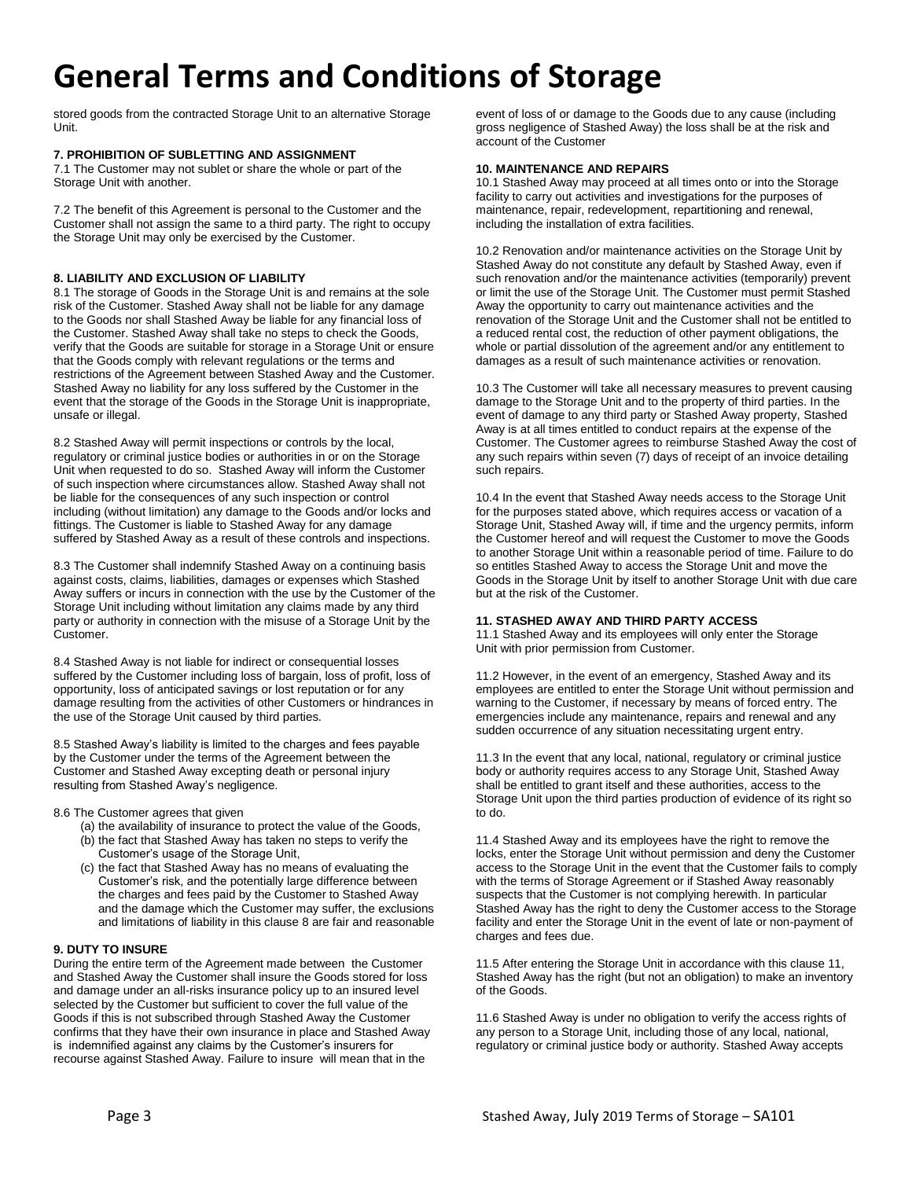# General Terms and Conditions of Storage

stored goods from the contracted Storage Unit to an alternative Storage Unit.

**7. PROHIBITION OF SUBLETTING AND ASSIGNMENT**

7.1 The Customer may not sublet or share the whole or part of the Storage Unit with another.

7.2 The benefit of this Agreement is personal to the Customer and the Customer shall not assign the same to a third party. The right to occupy the Storage Unit may only be exercised by the Customer.

**8. LIABILITY AND EXCLUSION OF LIABILITY**

8.1 The storage of Goods in the Storage Unit is and remains at the sole risk of the Customer. Stashed Away shall not be liable for any damage to the Goods nor shall Stashed Away be liable for any financial loss of the Customer. Stashed Away shall take no steps to check the Goods, verify that the Goods are suitable for storage in a Storage Unit or ensure that the Goods comply with relevant regulations or the terms and restrictions of the Agreement between Stashed Away and the Customer. Stashed Away no liability for any loss suffered by the Customer in the event that the storage of the Goods in the Storage Unit is inappropriate, unsafe or illegal.

8.2 Stashed Away will permit inspections or controls by the local, regulatory or criminal justice bodies or authorities in or on the Storage Unit when requested to do so. Stashed Away will inform the Customer of such inspection where circumstances allow. Stashed Away shall not be liable for the consequences of any such inspection or control including (without limitation) any damage to the Goods and/or locks and fittings. The Customer is liable to Stashed Away for any damage suffered by Stashed Away as a result of these controls and inspections.

8.3 The Customer shall indemnify Stashed Away on a continuing basis against costs, claims, liabilities, damages or expenses which Stashed Away suffers or incurs in connection with the use by the Customer of the Storage Unit including without limitation any claims made by any third party or authority in connection with the misuse of a Storage Unit by the Customer.

8.4 Stashed Away is not liable for indirect or consequential losses suffered by the Customer including loss of bargain, loss of profit, loss of opportunity, loss of anticipated savings or lost reputation or for any damage resulting from the activities of other Customers or hindrances in the use of the Storage Unit caused by third parties.

8.5 Stashed Away's liability is limited to the charges and fees payable by the Customer under the terms of the Agreement between the Customer and Stashed Away excepting death or personal injury resulting from Stashed Away's negligence.

8.6 The Customer agrees that given

- (a) the availability of insurance to protect the value of the Goods,
- (b) the fact that Stashed Away has taken no steps to verify the Customer's usage of the Storage Unit,
- (c) the fact that Stashed Away has no means of evaluating the Customer's risk, and the potentially large difference between the charges and fees paid by the Customer to Stashed Away and the damage which the Customer may suffer, the exclusions and limitations of liability in this clause 8 are fair and reasonable

**9. DUTY TO INSURE**

During the entire term of the Agreement made between the Customer and Stashed Away the Customer shall insure the Goods stored for loss and damage under an all-risks insurance policy up to an insured level selected by the Customer but sufficient to cover the full value of the Goods if this is not subscribed through Stashed Away the Customer confirms that they have their own insurance in place and Stashed Away is indemnified against any claims by the Customer's insurers for recourse against Stashed Away. Failure to insure will mean that in the event of loss of or damage to the Goods due to any cause (including gross negligence of Stashed Away) the loss shall be at the risk and account of the Customer

**10. MAINTENANCE AND REPAIRS**

10.1 Stashed Away may proceed at all times onto or into the Storage facility to carry out activities and investigations for the purposes of maintenance, repair, redevelopment, repartitioning and renewal, including the installation of extra facilities.

10.2 Renovation and/or maintenance activities on the Storage Unit by Stashed Away do not constitute any default by Stashed Away, even if such renovation and/or the maintenance activities (temporarily) prevent or limit the use of the Storage Unit. The Customer must permit Stashed Away the opportunity to carry out maintenance activities and the renovation of the Storage Unit and the Customer shall not be entitled to a reduced rental cost, the reduction of other payment obligations, the whole or partial dissolution of the agreement and/or any entitlement to damages as a result of such maintenance activities or renovation.

10.3 The Customer will take all necessary measures to prevent causing damage to the Storage Unit and to the property of third parties. In the event of damage to any third party or Stashed Away property, Stashed Away is at all times entitled to conduct repairs at the expense of the Customer. The Customer agrees to reimburse Stashed Away the cost of any such repairs within seven (7) days of receipt of an invoice detailing such repairs.

10.4 In the event that Stashed Away needs access to the Storage Unit for the purposes stated above, which requires access or vacation of a Storage Unit, Stashed Away will, if time and the urgency permits, inform the Customer hereof and will request the Customer to move the Goods to another Storage Unit within a reasonable period of time. Failure to do so entitles Stashed Away to access the Storage Unit and move the Goods in the Storage Unit by itself to another Storage Unit with due care but at the risk of the Customer.

**11. STASHED AWAY AND THIRD PARTY ACCESS**

11.1 Stashed Away and its employees will only enter the Storage Unit with prior permission from Customer.

11.2 However, in the event of an emergency, Stashed Away and its employees are entitled to enter the Storage Unit without permission and warning to the Customer, if necessary by means of forced entry. The emergencies include any maintenance, repairs and renewal and any sudden occurrence of any situation necessitating urgent entry.

11.3 In the event that any local, national, regulatory or criminal justice body or authority requires access to any Storage Unit, Stashed Away shall be entitled to grant itself and these authorities, access to the Storage Unit upon the third parties production of evidence of its right so to do.

11.4 Stashed Away and its employees have the right to remove the locks, enter the Storage Unit without permission and deny the Customer access to the Storage Unit in the event that the Customer fails to comply with the terms of Storage Agreement or if Stashed Away reasonably suspects that the Customer is not complying herewith. In particular Stashed Away has the right to deny the Customer access to the Storage facility and enter the Storage Unit in the event of late or non-payment of charges and fees due.

11.5 After entering the Storage Unit in accordance with this clause 11, Stashed Away has the right (but not an obligation) to make an inventory of the Goods.

11.6 Stashed Away is under no obligation to verify the access rights of any person to a Storage Unit, including those of any local, national, regulatory or criminal justice body or authority. Stashed Away accepts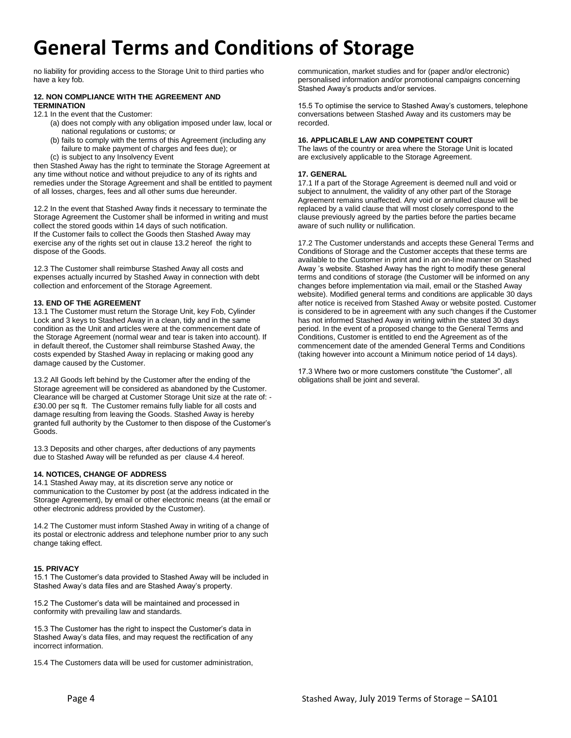# General Terms and Conditions of Storage

no liability for providing access to the Storage Unit to third parties who have a key fob.

**12. NON COMPLIANCE WITH THE AGREEMENT AND TERMINATION**

12.1 In the event that the Customer:

(a) does not comply with any obligation imposed under law, local or national regulations or customs; or

(b) fails to comply with the terms of this Agreement (including any failure to make payment of charges and fees due); or

(c) is subject to any Insolvency Event

then Stashed Away has the right to terminate the Storage Agreement at any time without notice and without prejudice to any of its rights and remedies under the Storage Agreement and shall be entitled to payment of all losses, charges, fees and all other sums due hereunder.

12.2 In the event that Stashed Away finds it necessary to terminate the Storage Agreement the Customer shall be informed in writing and must collect the stored goods within 14 days of such notification.
If the Customer fails to collect the Goods then Stashed Away may exercise any of the rights set out in clause 13.2 hereof the right to dispose of the Goods.

12.3 The Customer shall reimburse Stashed Away all costs and expenses actually incurred by Stashed Away in connection with debt collection and enforcement of the Storage Agreement.

**13. END OF THE AGREEMENT**

13.1 The Customer must return the Storage Unit, key Fob, Cylinder Lock and 3 keys to Stashed Away in a clean, tidy and in the same condition as the Unit and articles were at the commencement date of the Storage Agreement (normal wear and tear is taken into account). If in default thereof, the Customer shall reimburse Stashed Away, the costs expended by Stashed Away in replacing or making good any damage caused by the Customer.

13.2 All Goods left behind by the Customer after the ending of the Storage agreement will be considered as abandoned by the Customer. Clearance will be charged at Customer Storage Unit size at the rate of: - £30.00 per sq ft. The Customer remains fully liable for all costs and damage resulting from leaving the Goods. Stashed Away is hereby granted full authority by the Customer to then dispose of the Customer's Goods.

13.3 Deposits and other charges, after deductions of any payments due to Stashed Away will be refunded as per clause 4.4 hereof.

**14. NOTICES, CHANGE OF ADDRESS**

14.1 Stashed Away may, at its discretion serve any notice or communication to the Customer by post (at the address indicated in the Storage Agreement), by email or other electronic means (at the email or other electronic address provided by the Customer).

14.2 The Customer must inform Stashed Away in writing of a change of its postal or electronic address and telephone number prior to any such change taking effect.

**15. PRIVACY**

15.1 The Customer's data provided to Stashed Away will be included in Stashed Away's data files and are Stashed Away's property.

15.2 The Customer's data will be maintained and processed in conformity with prevailing law and standards.

15.3 The Customer has the right to inspect the Customer's data in Stashed Away's data files, and may request the rectification of any incorrect information.

15.4 The Customers data will be used for customer administration, communication, market studies and for (paper and/or electronic) personalised information and/or promotional campaigns concerning Stashed Away's products and/or services.

15.5 To optimise the service to Stashed Away's customers, telephone conversations between Stashed Away and its customers may be recorded.

**16. APPLICABLE LAW AND COMPETENT COURT**

The laws of the country or area where the Storage Unit is located are exclusively applicable to the Storage Agreement.

**17. GENERAL**

17.1 If a part of the Storage Agreement is deemed null and void or subject to annulment, the validity of any other part of the Storage Agreement remains unaffected. Any void or annulled clause will be replaced by a valid clause that will most closely correspond to the clause previously agreed by the parties before the parties became aware of such nullity or nullification.

17.2 The Customer understands and accepts these General Terms and Conditions of Storage and the Customer accepts that these terms are available to the Customer in print and in an on-line manner on Stashed Away 's website. Stashed Away has the right to modify these general terms and conditions of storage (the Customer will be informed on any changes before implementation via mail, email or the Stashed Away website). Modified general terms and conditions are applicable 30 days after notice is received from Stashed Away or website posted. Customer is considered to be in agreement with any such changes if the Customer has not informed Stashed Away in writing within the stated 30 days period. In the event of a proposed change to the General Terms and Conditions, Customer is entitled to end the Agreement as of the commencement date of the amended General Terms and Conditions (taking however into account a Minimum notice period of 14 days).

17.3 Where two or more customers constitute "the Customer", all obligations shall be joint and several.